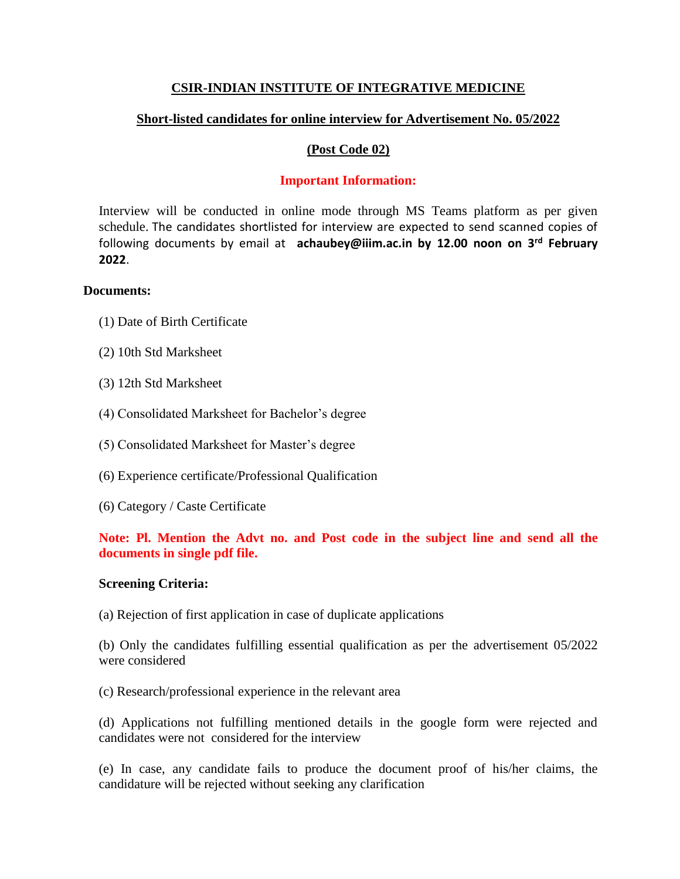# CSIR-INDIAN INSTITUTE OF INTEGRATIVE MEDICINE

## Short-listed candidates for online interview for Advertisement No. 05/2022

## (Post Code 02)

### Important Information:

Interview will be conducted in online mode through MS Teams platform as per given schedule. The candidates shortlisted for interview are expected to send scanned copies of following documents by email at **achaubey@iiim.ac.in by 12.00 noon on 3rd February 2022**.

**Documents:**

(1) Date of Birth Certificate

(2) 10th Std Marksheet

(3) 12th Std Marksheet

(4) Consolidated Marksheet for Bachelor's degree

(5) Consolidated Marksheet for Master's degree

(6) Experience certificate/Professional Qualification

(6) Category / Caste Certificate

**Note: Pl. Mention the Advt no. and Post code in the subject line and send all the documents in single pdf file.**

**Screening Criteria:**

(a) Rejection of first application in case of duplicate applications

(b) Only the candidates fulfilling essential qualification as per the advertisement 05/2022 were considered

(c) Research/professional experience in the relevant area

(d) Applications not fulfilling mentioned details in the google form were rejected and candidates were not considered for the interview

(e) In case, any candidate fails to produce the document proof of his/her claims, the candidature will be rejected without seeking any clarification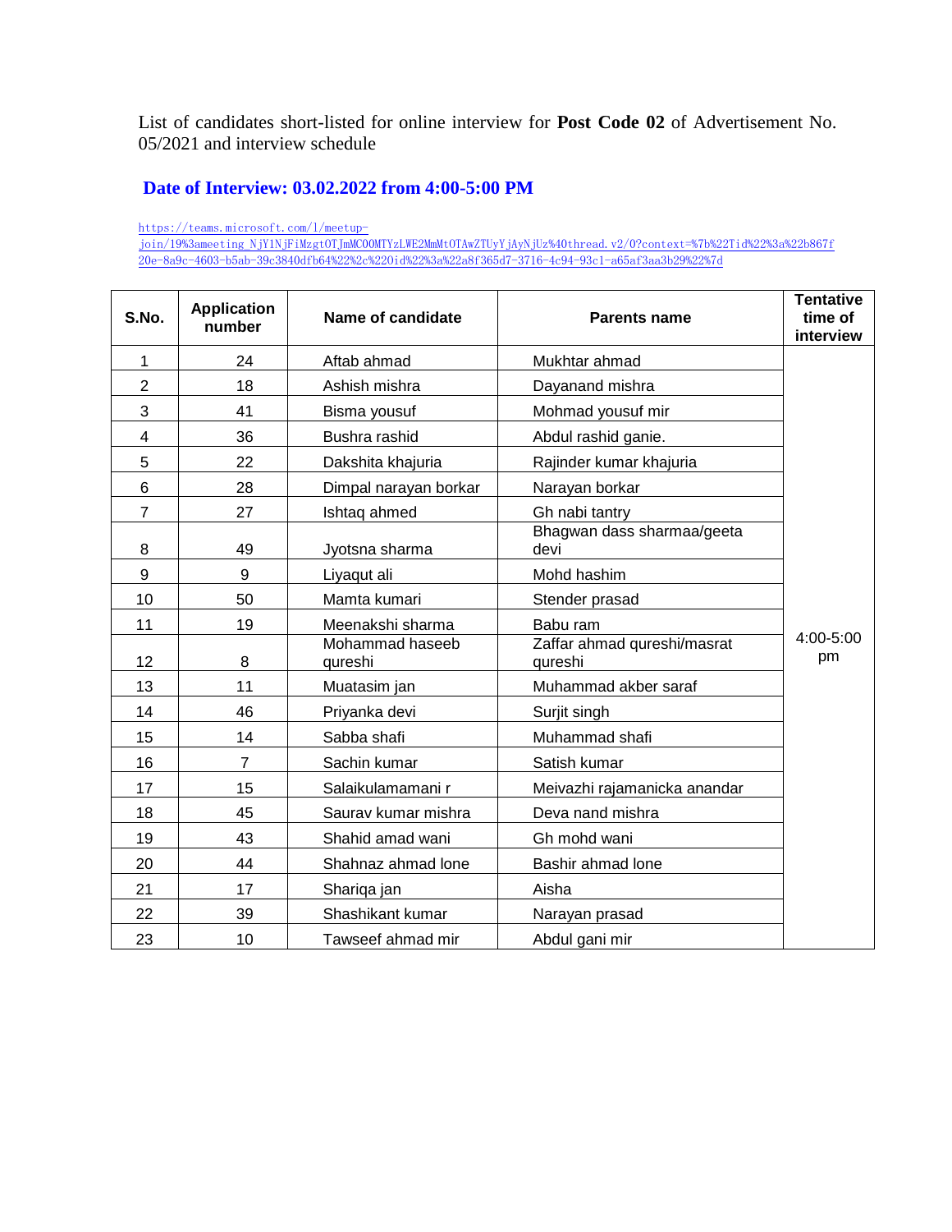List of candidates short-listed for online interview for **Post Code 02** of Advertisement No. 05/2021 and interview schedule

**Date of Interview: 03.02.2022 from 4:00-5:00 PM**

https://teams.microsoft.com/l/meetup-join/19%3ameeting_NjY1NjFiMzgtOTJmMC00MTYzLWE2MmMtOTAwZTUyYjAyNjUz%40thread.v2/0?context=%7b%22Tid%22%3a%22b867f20e-8a9c-4603-b5ab-39c3840dfb64%22%2c%22Oid%22%3a%22a8f365d7-3716-4c94-93c1-a65af3aa3b29%22%7d

| S.No. | Application number | Name of candidate | Parents name | Tentative time of interview |
|---|---|---|---|---|
| 1 | 24 | Aftab ahmad | Mukhtar ahmad | 4:00-5:00 pm |
| 2 | 18 | Ashish mishra | Dayanand mishra | |
| 3 | 41 | Bisma yousuf | Mohmad yousuf mir | |
| 4 | 36 | Bushra rashid | Abdul rashid ganie. | |
| 5 | 22 | Dakshita khajuria | Rajinder kumar khajuria | |
| 6 | 28 | Dimpal narayan borkar | Narayan borkar | |
| 7 | 27 | Ishtaq ahmed | Gh nabi tantry | |
| 8 | 49 | Jyotsna sharma | Bhagwan dass sharmaa/geeta devi | |
| 9 | 9 | Liyaqut ali | Mohd hashim | |
| 10 | 50 | Mamta kumari | Stender prasad | |
| 11 | 19 | Meenakshi sharma | Babu ram | |
| 12 | 8 | Mohammad haseeb qureshi | Zaffar ahmad qureshi/masrat qureshi | |
| 13 | 11 | Muatasim jan | Muhammad akber saraf | |
| 14 | 46 | Priyanka devi | Surjit singh | |
| 15 | 14 | Sabba shafi | Muhammad shafi | |
| 16 | 7 | Sachin kumar | Satish kumar | |
| 17 | 15 | Salaikulamamani r | Meivazhi rajamanicka anandar | |
| 18 | 45 | Saurav kumar mishra | Deva nand mishra | |
| 19 | 43 | Shahid amad wani | Gh mohd wani | |
| 20 | 44 | Shahnaz ahmad lone | Bashir ahmad lone | |
| 21 | 17 | Shariqa jan | Aisha | |
| 22 | 39 | Shashikant kumar | Narayan prasad | |
| 23 | 10 | Tawseef ahmad mir | Abdul gani mir | |